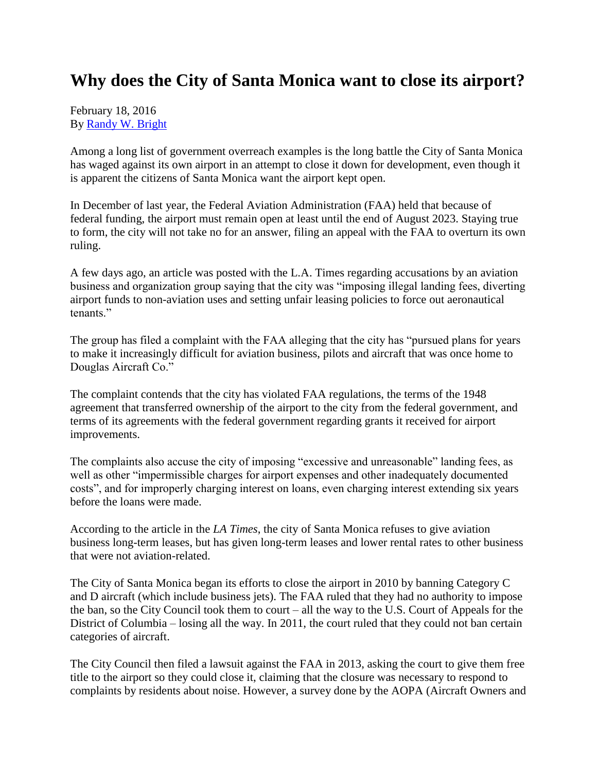# Why does the City of Santa Monica want to close its airport?

February 18, 2016
By [Randy W. Bright]

Among a long list of government overreach examples is the long battle the City of Santa Monica has waged against its own airport in an attempt to close it down for development, even though it is apparent the citizens of Santa Monica want the airport kept open.

In December of last year, the Federal Aviation Administration (FAA) held that because of federal funding, the airport must remain open at least until the end of August 2023. Staying true to form, the city will not take no for an answer, filing an appeal with the FAA to overturn its own ruling.

A few days ago, an article was posted with the L.A. Times regarding accusations by an aviation business and organization group saying that the city was "imposing illegal landing fees, diverting airport funds to non-aviation uses and setting unfair leasing policies to force out aeronautical tenants."

The group has filed a complaint with the FAA alleging that the city has "pursued plans for years to make it increasingly difficult for aviation business, pilots and aircraft that was once home to Douglas Aircraft Co."

The complaint contends that the city has violated FAA regulations, the terms of the 1948 agreement that transferred ownership of the airport to the city from the federal government, and terms of its agreements with the federal government regarding grants it received for airport improvements.

The complaints also accuse the city of imposing "excessive and unreasonable" landing fees, as well as other "impermissible charges for airport expenses and other inadequately documented costs", and for improperly charging interest on loans, even charging interest extending six years before the loans were made.

According to the article in the *LA Times*, the city of Santa Monica refuses to give aviation business long-term leases, but has given long-term leases and lower rental rates to other business that were not aviation-related.

The City of Santa Monica began its efforts to close the airport in 2010 by banning Category C and D aircraft (which include business jets). The FAA ruled that they had no authority to impose the ban, so the City Council took them to court – all the way to the U.S. Court of Appeals for the District of Columbia – losing all the way. In 2011, the court ruled that they could not ban certain categories of aircraft.

The City Council then filed a lawsuit against the FAA in 2013, asking the court to give them free title to the airport so they could close it, claiming that the closure was necessary to respond to complaints by residents about noise. However, a survey done by the AOPA (Aircraft Owners and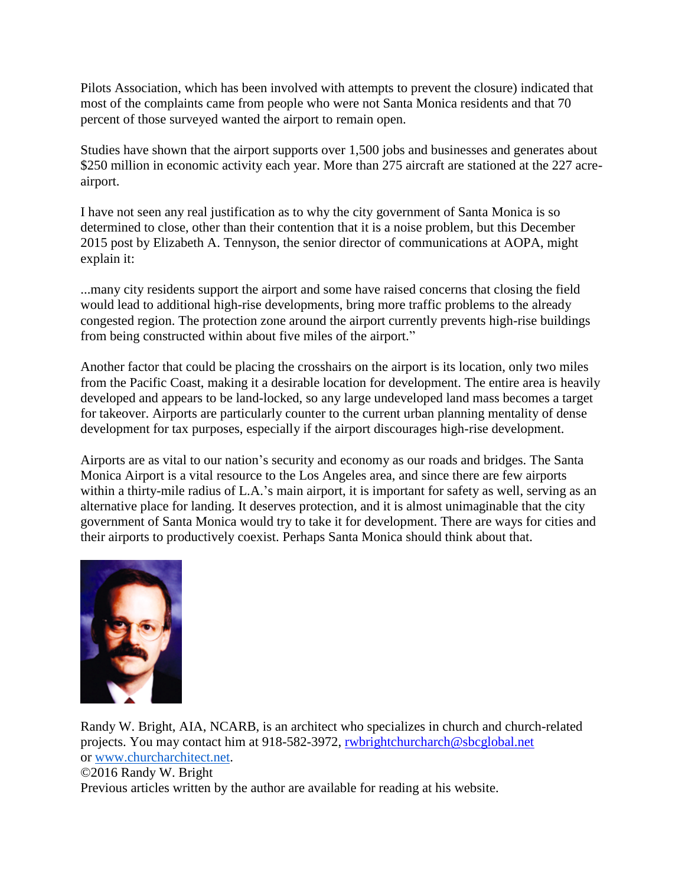Pilots Association, which has been involved with attempts to prevent the closure) indicated that most of the complaints came from people who were not Santa Monica residents and that 70 percent of those surveyed wanted the airport to remain open.

Studies have shown that the airport supports over 1,500 jobs and businesses and generates about $250 million in economic activity each year. More than 275 aircraft are stationed at the 227 acre-airport.

I have not seen any real justification as to why the city government of Santa Monica is so determined to close, other than their contention that it is a noise problem, but this December 2015 post by Elizabeth A. Tennyson, the senior director of communications at AOPA, might explain it:

...many city residents support the airport and some have raised concerns that closing the field would lead to additional high-rise developments, bring more traffic problems to the already congested region. The protection zone around the airport currently prevents high-rise buildings from being constructed within about five miles of the airport."

Another factor that could be placing the crosshairs on the airport is its location, only two miles from the Pacific Coast, making it a desirable location for development. The entire area is heavily developed and appears to be land-locked, so any large undeveloped land mass becomes a target for takeover. Airports are particularly counter to the current urban planning mentality of dense development for tax purposes, especially if the airport discourages high-rise development.

Airports are as vital to our nation's security and economy as our roads and bridges. The Santa Monica Airport is a vital resource to the Los Angeles area, and since there are few airports within a thirty-mile radius of L.A.'s main airport, it is important for safety as well, serving as an alternative place for landing. It deserves protection, and it is almost unimaginable that the city government of Santa Monica would try to take it for development. There are ways for cities and their airports to productively coexist. Perhaps Santa Monica should think about that.

Randy W. Bright, AIA, NCARB, is an architect who specializes in church and church-related projects. You may contact him at 918-582-3972, rwbrightchurcharch@sbcglobal.net or www.churcharchitect.net.
©2016 Randy W. Bright
Previous articles written by the author are available for reading at his website.